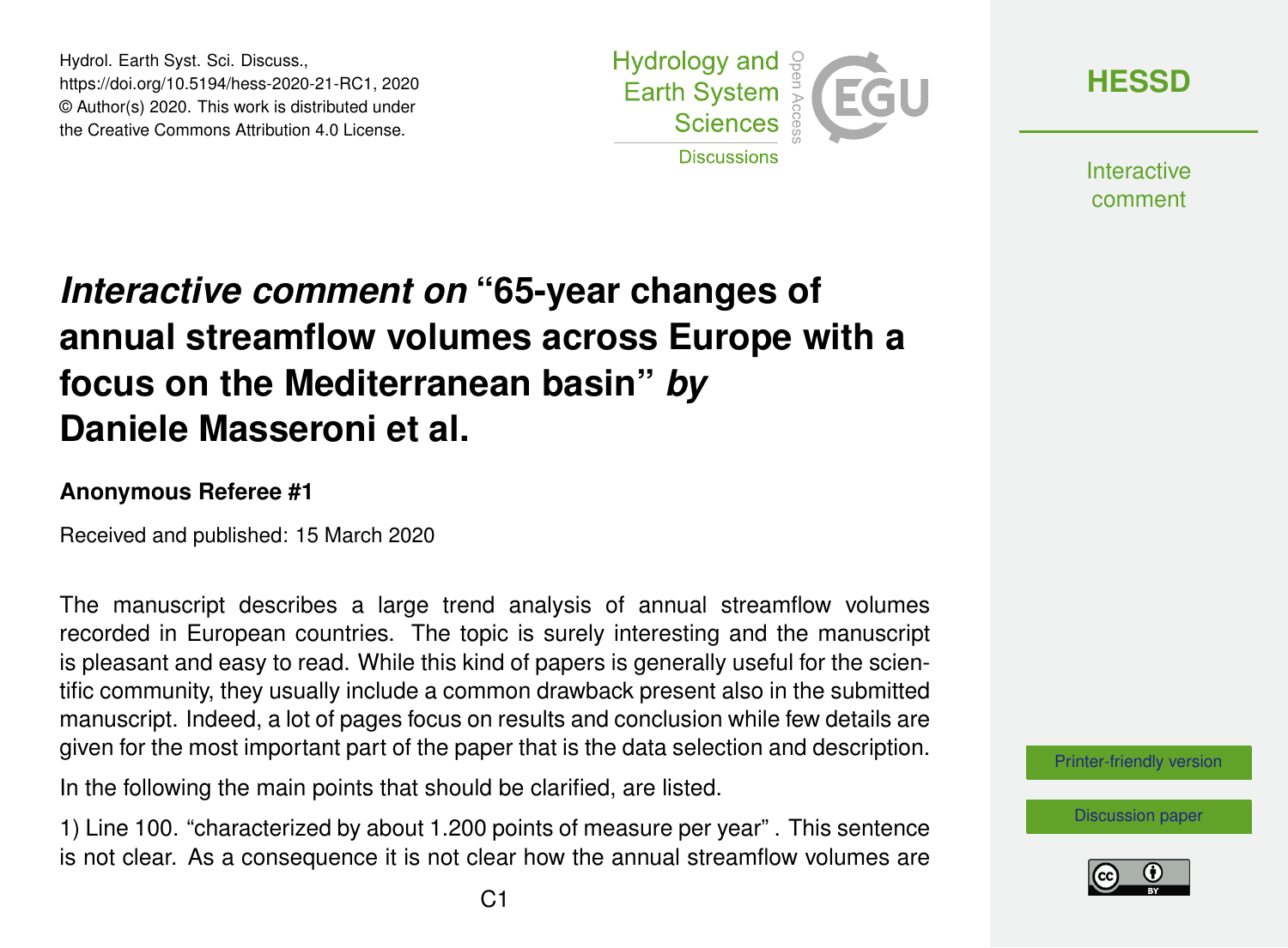Hydrol. Earth Syst. Sci. Discuss.,
https://doi.org/10.5194/hess-2020-21-RC1, 2020
© Author(s) 2020. This work is distributed under
the Creative Commons Attribution 4.0 License.

# *Interactive comment on* "65-year changes of annual streamflow volumes across Europe with a focus on the Mediterranean basin" *by* Daniele Masseroni et al.

### Anonymous Referee #1

Received and published: 15 March 2020

The manuscript describes a large trend analysis of annual streamflow volumes recorded in European countries. The topic is surely interesting and the manuscript is pleasant and easy to read. While this kind of papers is generally useful for the scientific community, they usually include a common drawback present also in the submitted manuscript. Indeed, a lot of pages focus on results and conclusion while few details are given for the most important part of the paper that is the data selection and description.

In the following the main points that should be clarified, are listed.

1) Line 100. "characterized by about 1.200 points of measure per year" . This sentence is not clear. As a consequence it is not clear how the annual streamflow volumes are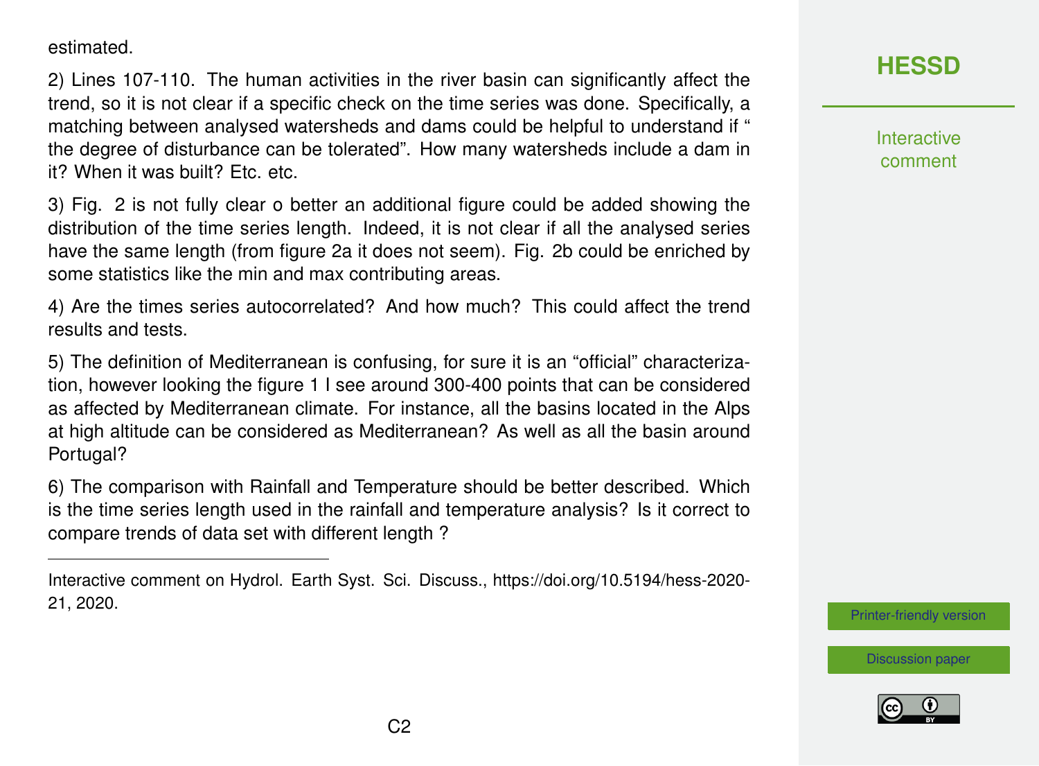estimated.

2) Lines 107-110. The human activities in the river basin can significantly affect the trend, so it is not clear if a specific check on the time series was done. Specifically, a matching between analysed watersheds and dams could be helpful to understand if " the degree of disturbance can be tolerated". How many watersheds include a dam in it? When it was built? Etc. etc.

3) Fig. 2 is not fully clear o better an additional figure could be added showing the distribution of the time series length. Indeed, it is not clear if all the analysed series have the same length (from figure 2a it does not seem). Fig. 2b could be enriched by some statistics like the min and max contributing areas.

4) Are the times series autocorrelated? And how much? This could affect the trend results and tests.

5) The definition of Mediterranean is confusing, for sure it is an "official" characterization, however looking the figure 1 I see around 300-400 points that can be considered as affected by Mediterranean climate. For instance, all the basins located in the Alps at high altitude can be considered as Mediterranean? As well as all the basin around Portugal?

6) The comparison with Rainfall and Temperature should be better described. Which is the time series length used in the rainfall and temperature analysis? Is it correct to compare trends of data set with different length ?

---

Interactive comment on Hydrol. Earth Syst. Sci. Discuss., https://doi.org/10.5194/hess-2020-21, 2020.